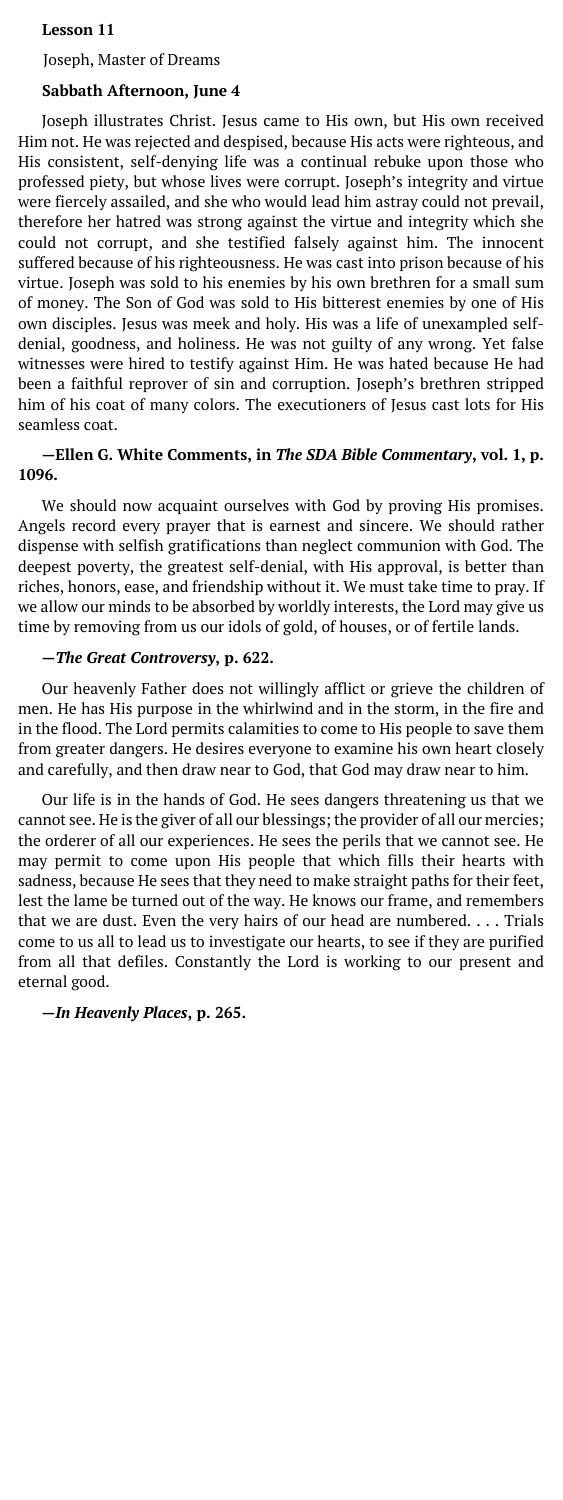**Lesson 11**

Joseph, Master of Dreams

**Sabbath Afternoon, June 4**

Joseph illustrates Christ. Jesus came to His own, but His own received Him not. He was rejected and despised, because His acts were righteous, and His consistent, self-denying life was a continual rebuke upon those who professed piety, but whose lives were corrupt. Joseph's integrity and virtue were fiercely assailed, and she who would lead him astray could not prevail, therefore her hatred was strong against the virtue and integrity which she could not corrupt, and she testified falsely against him. The innocent suffered because of his righteousness. He was cast into prison because of his virtue. Joseph was sold to his enemies by his own brethren for a small sum of money. The Son of God was sold to His bitterest enemies by one of His own disciples. Jesus was meek and holy. His was a life of unexampled self-denial, goodness, and holiness. He was not guilty of any wrong. Yet false witnesses were hired to testify against Him. He was hated because He had been a faithful reprover of sin and corruption. Joseph's brethren stripped him of his coat of many colors. The executioners of Jesus cast lots for His seamless coat.

**—Ellen G. White Comments, in *The SDA Bible Commentary*, vol. 1, p. 1096.**

We should now acquaint ourselves with God by proving His promises. Angels record every prayer that is earnest and sincere. We should rather dispense with selfish gratifications than neglect communion with God. The deepest poverty, the greatest self-denial, with His approval, is better than riches, honors, ease, and friendship without it. We must take time to pray. If we allow our minds to be absorbed by worldly interests, the Lord may give us time by removing from us our idols of gold, of houses, or of fertile lands.

**—*The Great Controversy*, p. 622.**

Our heavenly Father does not willingly afflict or grieve the children of men. He has His purpose in the whirlwind and in the storm, in the fire and in the flood. The Lord permits calamities to come to His people to save them from greater dangers. He desires everyone to examine his own heart closely and carefully, and then draw near to God, that God may draw near to him.

Our life is in the hands of God. He sees dangers threatening us that we cannot see. He is the giver of all our blessings; the provider of all our mercies; the orderer of all our experiences. He sees the perils that we cannot see. He may permit to come upon His people that which fills their hearts with sadness, because He sees that they need to make straight paths for their feet, lest the lame be turned out of the way. He knows our frame, and remembers that we are dust. Even the very hairs of our head are numbered. . . . Trials come to us all to lead us to investigate our hearts, to see if they are purified from all that defiles. Constantly the Lord is working to our present and eternal good.

**—*In Heavenly Places*, p. 265.**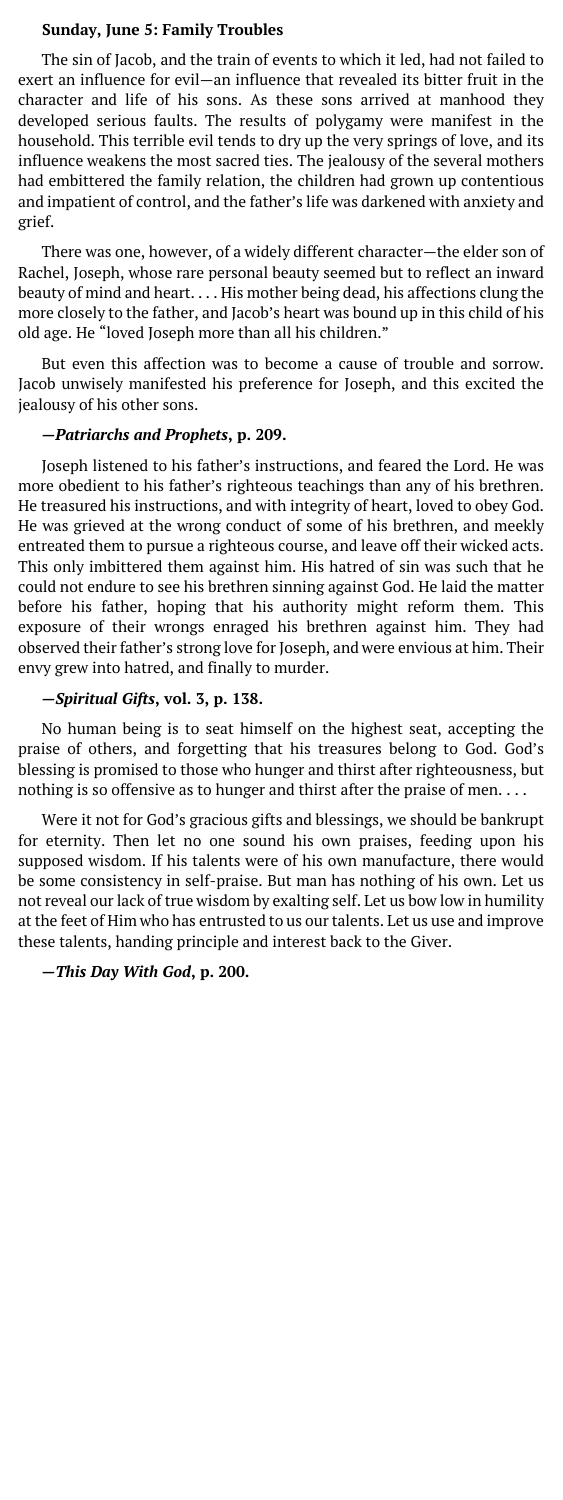**Sunday, June 5: Family Troubles**

The sin of Jacob, and the train of events to which it led, had not failed to exert an influence for evil—an influence that revealed its bitter fruit in the character and life of his sons. As these sons arrived at manhood they developed serious faults. The results of polygamy were manifest in the household. This terrible evil tends to dry up the very springs of love, and its influence weakens the most sacred ties. The jealousy of the several mothers had embittered the family relation, the children had grown up contentious and impatient of control, and the father's life was darkened with anxiety and grief.

There was one, however, of a widely different character—the elder son of Rachel, Joseph, whose rare personal beauty seemed but to reflect an inward beauty of mind and heart. . . . His mother being dead, his affections clung the more closely to the father, and Jacob's heart was bound up in this child of his old age. He "loved Joseph more than all his children."

But even this affection was to become a cause of trouble and sorrow. Jacob unwisely manifested his preference for Joseph, and this excited the jealousy of his other sons.

**—*Patriarchs and Prophets*, p. 209.**

Joseph listened to his father's instructions, and feared the Lord. He was more obedient to his father's righteous teachings than any of his brethren. He treasured his instructions, and with integrity of heart, loved to obey God. He was grieved at the wrong conduct of some of his brethren, and meekly entreated them to pursue a righteous course, and leave off their wicked acts. This only imbittered them against him. His hatred of sin was such that he could not endure to see his brethren sinning against God. He laid the matter before his father, hoping that his authority might reform them. This exposure of their wrongs enraged his brethren against him. They had observed their father's strong love for Joseph, and were envious at him. Their envy grew into hatred, and finally to murder.

**—*Spiritual Gifts*, vol. 3, p. 138.**

No human being is to seat himself on the highest seat, accepting the praise of others, and forgetting that his treasures belong to God. God's blessing is promised to those who hunger and thirst after righteousness, but nothing is so offensive as to hunger and thirst after the praise of men. . . .

Were it not for God's gracious gifts and blessings, we should be bankrupt for eternity. Then let no one sound his own praises, feeding upon his supposed wisdom. If his talents were of his own manufacture, there would be some consistency in self-praise. But man has nothing of his own. Let us not reveal our lack of true wisdom by exalting self. Let us bow low in humility at the feet of Him who has entrusted to us our talents. Let us use and improve these talents, handing principle and interest back to the Giver.

**—*This Day With God*, p. 200.**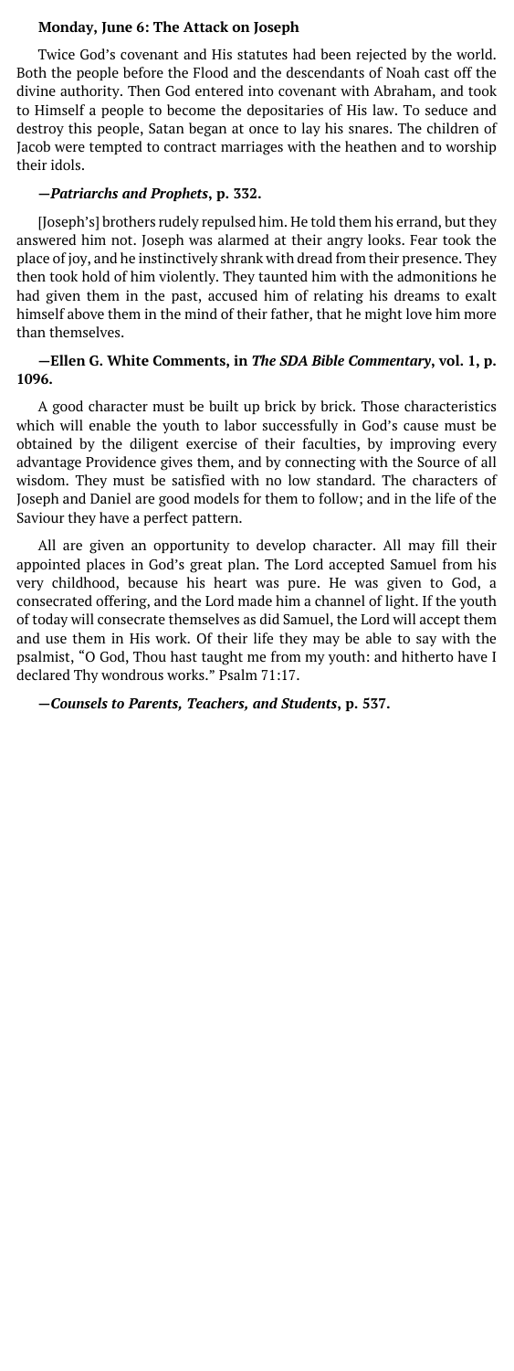**Monday, June 6: The Attack on Joseph**

Twice God's covenant and His statutes had been rejected by the world. Both the people before the Flood and the descendants of Noah cast off the divine authority. Then God entered into covenant with Abraham, and took to Himself a people to become the depositaries of His law. To seduce and destroy this people, Satan began at once to lay his snares. The children of Jacob were tempted to contract marriages with the heathen and to worship their idols.

**—*Patriarchs and Prophets*, p. 332.**

[Joseph's] brothers rudely repulsed him. He told them his errand, but they answered him not. Joseph was alarmed at their angry looks. Fear took the place of joy, and he instinctively shrank with dread from their presence. They then took hold of him violently. They taunted him with the admonitions he had given them in the past, accused him of relating his dreams to exalt himself above them in the mind of their father, that he might love him more than themselves.

**—Ellen G. White Comments, in *The SDA Bible Commentary*, vol. 1, p. 1096.**

A good character must be built up brick by brick. Those characteristics which will enable the youth to labor successfully in God's cause must be obtained by the diligent exercise of their faculties, by improving every advantage Providence gives them, and by connecting with the Source of all wisdom. They must be satisfied with no low standard. The characters of Joseph and Daniel are good models for them to follow; and in the life of the Saviour they have a perfect pattern.

All are given an opportunity to develop character. All may fill their appointed places in God's great plan. The Lord accepted Samuel from his very childhood, because his heart was pure. He was given to God, a consecrated offering, and the Lord made him a channel of light. If the youth of today will consecrate themselves as did Samuel, the Lord will accept them and use them in His work. Of their life they may be able to say with the psalmist, "O God, Thou hast taught me from my youth: and hitherto have I declared Thy wondrous works." Psalm 71:17.

**—*Counsels to Parents, Teachers, and Students*, p. 537.**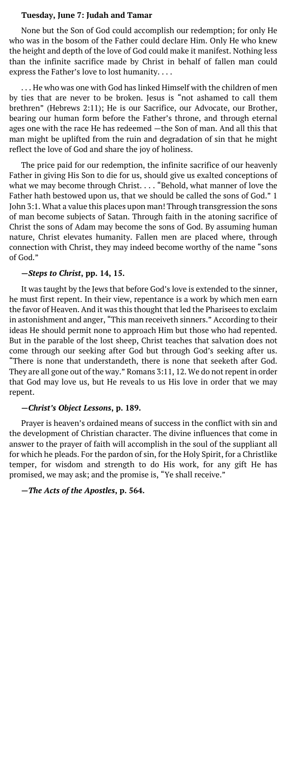**Tuesday, June 7: Judah and Tamar**

None but the Son of God could accomplish our redemption; for only He who was in the bosom of the Father could declare Him. Only He who knew the height and depth of the love of God could make it manifest. Nothing less than the infinite sacrifice made by Christ in behalf of fallen man could express the Father's love to lost humanity. . . .

. . . He who was one with God has linked Himself with the children of men by ties that are never to be broken. Jesus is "not ashamed to call them brethren" (Hebrews 2:11); He is our Sacrifice, our Advocate, our Brother, bearing our human form before the Father's throne, and through eternal ages one with the race He has redeemed —the Son of man. And all this that man might be uplifted from the ruin and degradation of sin that he might reflect the love of God and share the joy of holiness.

The price paid for our redemption, the infinite sacrifice of our heavenly Father in giving His Son to die for us, should give us exalted conceptions of what we may become through Christ. . . . "Behold, what manner of love the Father hath bestowed upon us, that we should be called the sons of God." 1 John 3:1. What a value this places upon man! Through transgression the sons of man become subjects of Satan. Through faith in the atoning sacrifice of Christ the sons of Adam may become the sons of God. By assuming human nature, Christ elevates humanity. Fallen men are placed where, through connection with Christ, they may indeed become worthy of the name "sons of God."

**—*Steps to Christ*, pp. 14, 15.**

It was taught by the Jews that before God's love is extended to the sinner, he must first repent. In their view, repentance is a work by which men earn the favor of Heaven. And it was this thought that led the Pharisees to exclaim in astonishment and anger, "This man receiveth sinners." According to their ideas He should permit none to approach Him but those who had repented. But in the parable of the lost sheep, Christ teaches that salvation does not come through our seeking after God but through God's seeking after us. "There is none that understandeth, there is none that seeketh after God. They are all gone out of the way." Romans 3:11, 12. We do not repent in order that God may love us, but He reveals to us His love in order that we may repent.

**—*Christ's Object Lessons*, p. 189.**

Prayer is heaven's ordained means of success in the conflict with sin and the development of Christian character. The divine influences that come in answer to the prayer of faith will accomplish in the soul of the suppliant all for which he pleads. For the pardon of sin, for the Holy Spirit, for a Christlike temper, for wisdom and strength to do His work, for any gift He has promised, we may ask; and the promise is, "Ye shall receive."

**—*The Acts of the Apostles*, p. 564.**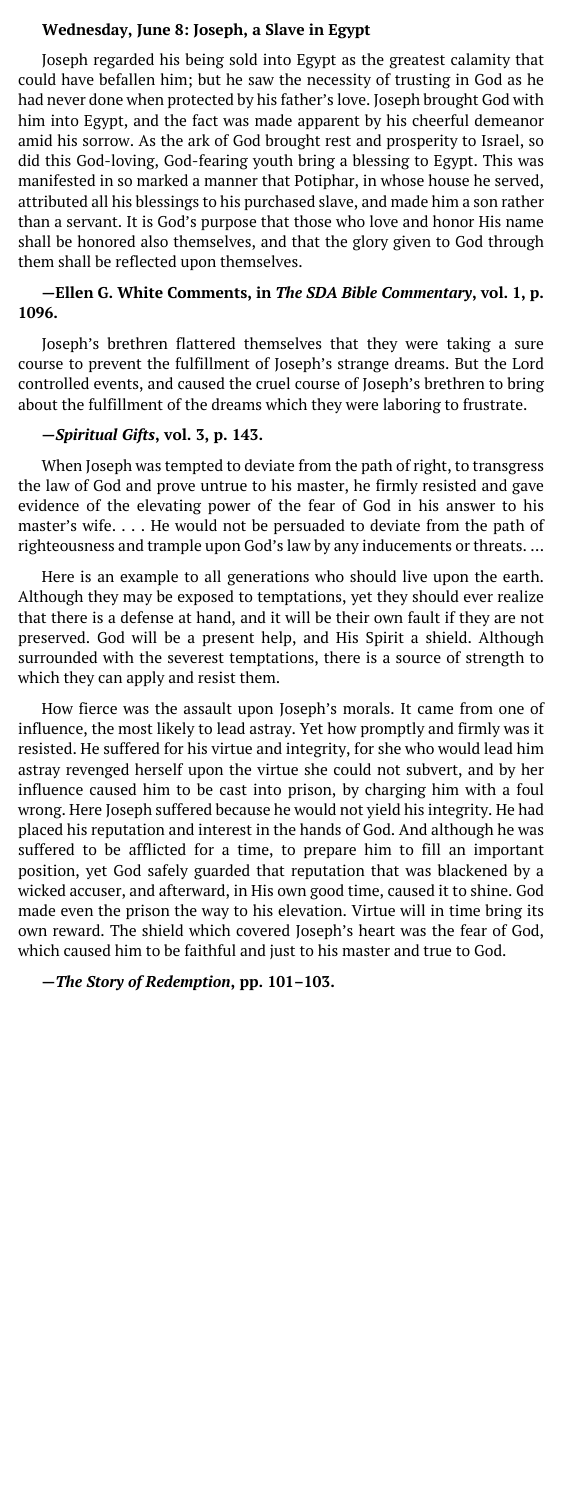**Wednesday, June 8: Joseph, a Slave in Egypt**

Joseph regarded his being sold into Egypt as the greatest calamity that could have befallen him; but he saw the necessity of trusting in God as he had never done when protected by his father's love. Joseph brought God with him into Egypt, and the fact was made apparent by his cheerful demeanor amid his sorrow. As the ark of God brought rest and prosperity to Israel, so did this God-loving, God-fearing youth bring a blessing to Egypt. This was manifested in so marked a manner that Potiphar, in whose house he served, attributed all his blessings to his purchased slave, and made him a son rather than a servant. It is God's purpose that those who love and honor His name shall be honored also themselves, and that the glory given to God through them shall be reflected upon themselves.

**—Ellen G. White Comments, in *The SDA Bible Commentary*, vol. 1, p. 1096.**

Joseph's brethren flattered themselves that they were taking a sure course to prevent the fulfillment of Joseph's strange dreams. But the Lord controlled events, and caused the cruel course of Joseph's brethren to bring about the fulfillment of the dreams which they were laboring to frustrate.

**—*Spiritual Gifts*, vol. 3, p. 143.**

When Joseph was tempted to deviate from the path of right, to transgress the law of God and prove untrue to his master, he firmly resisted and gave evidence of the elevating power of the fear of God in his answer to his master's wife. . . . He would not be persuaded to deviate from the path of righteousness and trample upon God's law by any inducements or threats. …

Here is an example to all generations who should live upon the earth. Although they may be exposed to temptations, yet they should ever realize that there is a defense at hand, and it will be their own fault if they are not preserved. God will be a present help, and His Spirit a shield. Although surrounded with the severest temptations, there is a source of strength to which they can apply and resist them.

How fierce was the assault upon Joseph's morals. It came from one of influence, the most likely to lead astray. Yet how promptly and firmly was it resisted. He suffered for his virtue and integrity, for she who would lead him astray revenged herself upon the virtue she could not subvert, and by her influence caused him to be cast into prison, by charging him with a foul wrong. Here Joseph suffered because he would not yield his integrity. He had placed his reputation and interest in the hands of God. And although he was suffered to be afflicted for a time, to prepare him to fill an important position, yet God safely guarded that reputation that was blackened by a wicked accuser, and afterward, in His own good time, caused it to shine. God made even the prison the way to his elevation. Virtue will in time bring its own reward. The shield which covered Joseph's heart was the fear of God, which caused him to be faithful and just to his master and true to God.

**—*The Story of Redemption*, pp. 101–103.**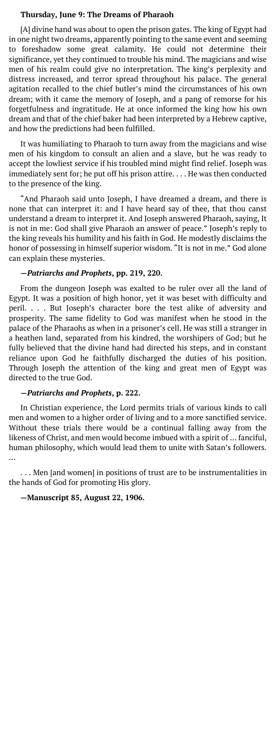**Thursday, June 9: The Dreams of Pharaoh**

[A] divine hand was about to open the prison gates. The king of Egypt had in one night two dreams, apparently pointing to the same event and seeming to foreshadow some great calamity. He could not determine their significance, yet they continued to trouble his mind. The magicians and wise men of his realm could give no interpretation. The king's perplexity and distress increased, and terror spread throughout his palace. The general agitation recalled to the chief butler's mind the circumstances of his own dream; with it came the memory of Joseph, and a pang of remorse for his forgetfulness and ingratitude. He at once informed the king how his own dream and that of the chief baker had been interpreted by a Hebrew captive, and how the predictions had been fulfilled.

It was humiliating to Pharaoh to turn away from the magicians and wise men of his kingdom to consult an alien and a slave, but he was ready to accept the lowliest service if his troubled mind might find relief. Joseph was immediately sent for; he put off his prison attire. . . . He was then conducted to the presence of the king.

"And Pharaoh said unto Joseph, I have dreamed a dream, and there is none that can interpret it: and I have heard say of thee, that thou canst understand a dream to interpret it. And Joseph answered Pharaoh, saying, It is not in me: God shall give Pharaoh an answer of peace." Joseph's reply to the king reveals his humility and his faith in God. He modestly disclaims the honor of possessing in himself superior wisdom. "It is not in me." God alone can explain these mysteries.

**—*Patriarchs and Prophets*, pp. 219, 220.**

From the dungeon Joseph was exalted to be ruler over all the land of Egypt. It was a position of high honor, yet it was beset with difficulty and peril. . . . But Joseph's character bore the test alike of adversity and prosperity. The same fidelity to God was manifest when he stood in the palace of the Pharaohs as when in a prisoner's cell. He was still a stranger in a heathen land, separated from his kindred, the worshipers of God; but he fully believed that the divine hand had directed his steps, and in constant reliance upon God he faithfully discharged the duties of his position. Through Joseph the attention of the king and great men of Egypt was directed to the true God.

**—*Patriarchs and Prophets*, p. 222.**

In Christian experience, the Lord permits trials of various kinds to call men and women to a higher order of living and to a more sanctified service. Without these trials there would be a continual falling away from the likeness of Christ, and men would become imbued with a spirit of … fanciful, human philosophy, which would lead them to unite with Satan's followers. …

. . . Men [and women] in positions of trust are to be instrumentalities in the hands of God for promoting His glory.

**—Manuscript 85, August 22, 1906.**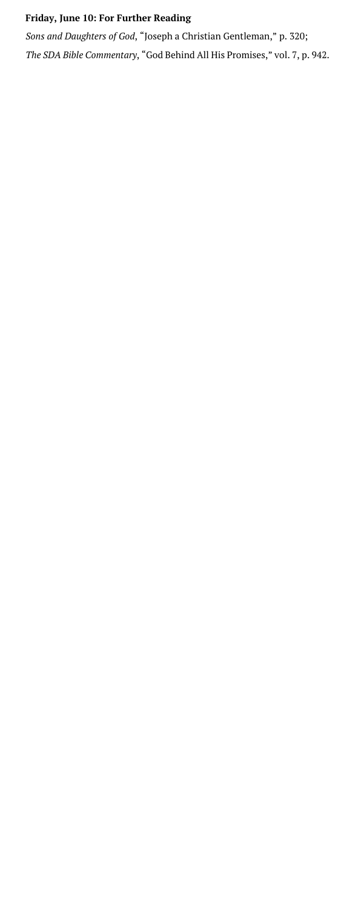**Friday, June 10: For Further Reading**

*Sons and Daughters of God*, "Joseph a Christian Gentleman," p. 320;

*The SDA Bible Commentary*, "God Behind All His Promises," vol. 7, p. 942.